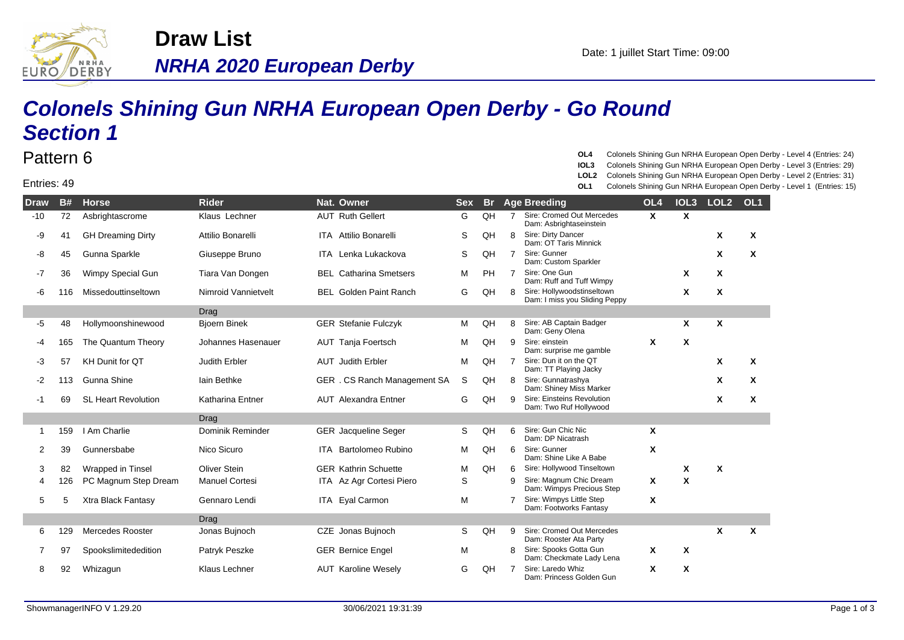# Draw List

## *NRHA 2020 European Derby*

Date: 1 juillet Start Time: 09:00

# *Colonels Shining Gun NRHA European Open Derby - Go Round Section 1*

## Pattern 6

Entries: 49

**OL4** Colonels Shining Gun NRHA European Open Derby - Level 4 (Entries: 24)
**IOL3** Colonels Shining Gun NRHA European Open Derby - Level 3 (Entries: 29)
**LOL2** Colonels Shining Gun NRHA European Open Derby - Level 2 (Entries: 31)
**OL1** Colonels Shining Gun NRHA European Open Derby - Level 1 (Entries: 15)

| Draw | B# | Horse | Rider | Nat. | Owner | Sex | Br | Age | Breeding | OL4 | IOL3 | LOL2 | OL1 |
|---|---|---|---|---|---|---|---|---|---|---|---|---|---|
| -10 | 72 | Asbrightascrome | Klaus Lechner | AUT | Ruth Gellert | G | QH | 7 | Sire: Cromed Out Mercedes Dam: Asbrightaseinstein | X | X | | |
| -9 | 41 | GH Dreaming Dirty | Attilio Bonarelli | ITA | Attilio Bonarelli | S | QH | 8 | Sire: Dirty Dancer Dam: OT Taris Minnick | | | X | X |
| -8 | 45 | Gunna Sparkle | Giuseppe Bruno | ITA | Lenka Lukackova | S | QH | 7 | Sire: Gunner Dam: Custom Sparkler | | | X | X |
| -7 | 36 | Wimpy Special Gun | Tiara Van Dongen | BEL | Catharina Smetsers | M | PH | 7 | Sire: One Gun Dam: Ruff and Tuff Wimpy | | X | X | |
| -6 | 116 | Missedouttinseltown | Nimroid Vannietvelt | BEL | Golden Paint Ranch | G | QH | 8 | Sire: Hollywoodstinseltown Dam: I miss you Sliding Peppy | | X | X | |
| | | | Drag | | | | | | | | | | |
| -5 | 48 | Hollymoonshinewood | Bjoern Binek | GER | Stefanie Fulczyk | M | QH | 8 | Sire: AB Captain Badger Dam: Geny Olena | | X | X | |
| -4 | 165 | The Quantum Theory | Johannes Hasenauer | AUT | Tanja Foertsch | M | QH | 9 | Sire: einstein Dam: surprise me gamble | X | X | | |
| -3 | 57 | KH Dunit for QT | Judith Erbler | AUT | Judith Erbler | M | QH | 7 | Sire: Dun it on the QT Dam: TT Playing Jacky | | | X | X |
| -2 | 113 | Gunna Shine | Iain Bethke | GER | . CS Ranch Management SA | S | QH | 8 | Sire: Gunnatrashya Dam: Shiney Miss Marker | | | X | X |
| -1 | 69 | SL Heart Revolution | Katharina Entner | AUT | Alexandra Entner | G | QH | 9 | Sire: Einsteins Revolution Dam: Two Ruf Hollywood | | | X | X |
| | | | Drag | | | | | | | | | | |
| 1 | 159 | I Am Charlie | Dominik Reminder | GER | Jacqueline Seger | S | QH | 6 | Sire: Gun Chic Nic Dam: DP Nicatrash | X | | | |
| 2 | 39 | Gunnersbabe | Nico Sicuro | ITA | Bartolomeo Rubino | M | QH | 6 | Sire: Gunner Dam: Shine Like A Babe | X | | | |
| 3 | 82 | Wrapped in Tinsel | Oliver Stein | GER | Kathrin Schuette | M | QH | 6 | Sire: Hollywood Tinseltown | | X | X | |
| 4 | 126 | PC Magnum Step Dream | Manuel Cortesi | ITA | Az Agr Cortesi Piero | S | | 9 | Sire: Magnum Chic Dream Dam: Wimpys Precious Step | X | X | | |
| 5 | 5 | Xtra Black Fantasy | Gennaro Lendi | ITA | Eyal Carmon | M | | 7 | Sire: Wimpys Little Step Dam: Footworks Fantasy | X | | | |
| | | | Drag | | | | | | | | | | |
| 6 | 129 | Mercedes Rooster | Jonas Bujnoch | CZE | Jonas Bujnoch | S | QH | 9 | Sire: Cromed Out Mercedes Dam: Rooster Ata Party | | | X | X |
| 7 | 97 | Spookslimitededition | Patryk Peszke | GER | Bernice Engel | M | | 8 | Sire: Spooks Gotta Gun Dam: Checkmate Lady Lena | X | X | | |
| 8 | 92 | Whizagun | Klaus Lechner | AUT | Karoline Wesely | G | QH | 7 | Sire: Laredo Whiz Dam: Princess Golden Gun | X | X | | |

ShowmanagerINFO V 1.29.20 30/06/2021 19:31:39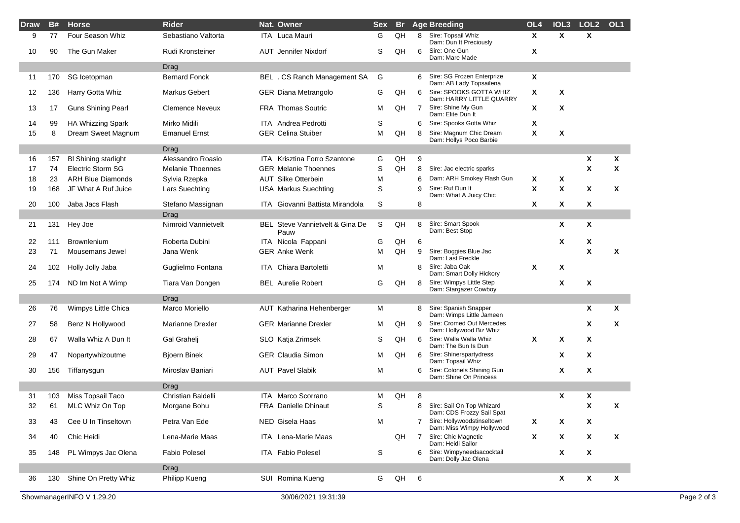| Draw | B# | Horse | Rider | Nat. | Owner | Sex | Br | Age | Breeding | OL4 | IOL3 | LOL2 | OL1 |
|---|---|---|---|---|---|---|---|---|---|---|---|---|---|
| 9 | 77 | Four Season Whiz | Sebastiano Valtorta | ITA | Luca Mauri | G | QH | 8 | Sire: Topsail Whiz Dam: Dun It Preciously | X | X | X | |
| 10 | 90 | The Gun Maker | Rudi Kronsteiner | AUT | Jennifer Nixdorf | S | QH | 6 | Sire: One Gun Dam: Mare Made | X | | | |
| | | | Drag | | | | | | | | | | |
| 11 | 170 | SG Icetopman | Bernard Fonck | BEL | . CS Ranch Management SA | G | | 6 | Sire: SG Frozen Enterprize Dam: AB Lady Topsailena | X | | | |
| 12 | 136 | Harry Gotta Whiz | Markus Gebert | GER | Diana Metrangolo | G | QH | 6 | Sire: SPOOKS GOTTA WHIZ Dam: HARRY LITTLE QUARRY | X | X | | |
| 13 | 17 | Guns Shining Pearl | Clemence Neveux | FRA | Thomas Soutric | M | QH | 7 | Sire: Shine My Gun Dam: Elite Dun It | X | X | | |
| 14 | 99 | HA Whizzing Spark | Mirko Midili | ITA | Andrea Pedrotti | S | | 6 | Sire: Spooks Gotta Whiz | X | | | |
| 15 | 8 | Dream Sweet Magnum | Emanuel Ernst | GER | Celina Stuiber | M | QH | 8 | Sire: Magnum Chic Dream Dam: Hollys Poco Barbie | X | X | | |
| | | | Drag | | | | | | | | | | |
| 16 | 157 | Bl Shining starlight | Alessandro Roasio | ITA | Krisztina Forro Szantone | G | QH | 9 | | | | X | X |
| 17 | 74 | Electric Storm SG | Melanie Thoennes | GER | Melanie Thoennes | S | QH | 8 | Sire: Jac electric sparks | | | X | X |
| 18 | 23 | ARH Blue Diamonds | Sylvia Rzepka | AUT | Silke Otterbein | M | | 6 | Dam: ARH Smokey Flash Gun | X | X | | |
| 19 | 168 | JF What A Ruf Juice | Lars Suechting | USA | Markus Suechting | S | | 9 | Sire: Ruf Dun It Dam: What A Juicy Chic | X | X | X | X |
| 20 | 100 | Jaba Jacs Flash | Stefano Massignan | ITA | Giovanni Battista Mirandola | S | | 8 | | X | X | X | |
| | | | Drag | | | | | | | | | | |
| 21 | 131 | Hey Joe | Nimroid Vannietvelt | BEL | Steve Vannietvelt & Gina De Pauw | S | QH | 8 | Sire: Smart Spook Dam: Best Stop | | X | X | |
| 22 | 111 | Brownlenium | Roberta Dubini | ITA | Nicola Fappani | G | QH | 6 | | | X | X | |
| 23 | 71 | Mousemans Jewel | Jana Wenk | GER | Anke Wenk | M | QH | 9 | Sire: Boggies Blue Jac Dam: Last Freckle | | | X | X |
| 24 | 102 | Holly Jolly Jaba | Guglielmo Fontana | ITA | Chiara Bartoletti | M | | 8 | Sire: Jaba Oak Dam: Smart Dolly Hickory | X | X | | |
| 25 | 174 | ND Im Not A Wimp | Tiara Van Dongen | BEL | Aurelie Robert | G | QH | 8 | Sire: Wimpys Little Step Dam: Stargazer Cowboy | | X | X | |
| | | | Drag | | | | | | | | | | |
| 26 | 76 | Wimpys Little Chica | Marco Moriello | AUT | Katharina Hehenberger | M | | 8 | Sire: Spanish Snapper Dam: Wimps Little Jameen | | | X | X |
| 27 | 58 | Benz N Hollywood | Marianne Drexler | GER | Marianne Drexler | M | QH | 9 | Sire: Cromed Out Mercedes Dam: Hollywood Biz Whiz | | | X | X |
| 28 | 67 | Walla Whiz A Dun It | Gal Grahelj | SLO | Katja Zrimsek | S | QH | 6 | Sire: Walla Walla Whiz Dam: The Bun Is Dun | X | X | X | |
| 29 | 47 | Nopartywhizoutme | Bjoern Binek | GER | Claudia Simon | M | QH | 6 | Sire: Shinerspartydress Dam: Topsail Whiz | | X | X | |
| 30 | 156 | Tiffanysgun | Miroslav Baniari | AUT | Pavel Slabik | M | | 6 | Sire: Colonels Shining Gun Dam: Shine On Princess | | X | X | |
| | | | Drag | | | | | | | | | | |
| 31 | 103 | Miss Topsail Taco | Christian Baldelli | ITA | Marco Scorrano | M | QH | 8 | | | X | X | |
| 32 | 61 | MLC Whiz On Top | Morgane Bohu | FRA | Danielle Dhinaut | S | | 8 | Sire: Sail On Top Whizard Dam: CDS Frozzy Sail Spat | | | X | X |
| 33 | 43 | Cee U In Tinseltown | Petra Van Ede | NED | Gisela Haas | M | | 7 | Sire: Hollywoodstinseltown Dam: Miss Wimpy Hollywood | X | X | X | |
| 34 | 40 | Chic Heidi | Lena-Marie Maas | ITA | Lena-Marie Maas | | QH | 7 | Sire: Chic Magnetic Dam: Heidi Sailor | X | X | X | X |
| 35 | 148 | PL Wimpys Jac Olena | Fabio Polesel | ITA | Fabio Polesel | S | | 6 | Sire: Wimpyneedsacocktail Dam: Dolly Jac Olena | | X | X | |
| | | | Drag | | | | | | | | | | |
| 36 | 130 | Shine On Pretty Whiz | Philipp Kueng | SUI | Romina Kueng | G | QH | 6 | | | X | X | X |

ShowmanagerINFO V 1.29.20 30/06/2021 19:31:39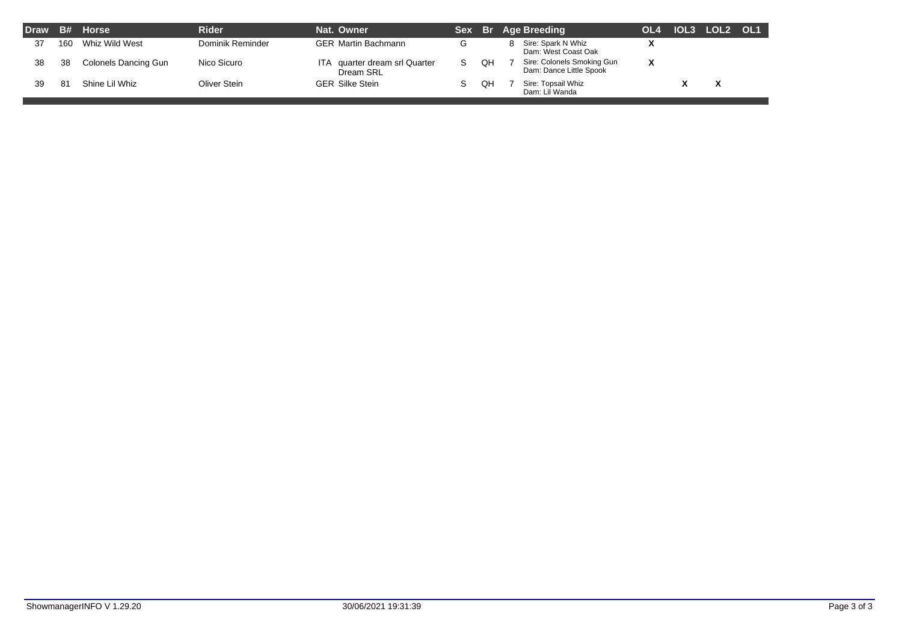| Draw | B# | Horse | Rider | Nat. | Owner | Sex | Br | Age | Breeding | OL4 | IOL3 | LOL2 | OL1 |
|---|---|---|---|---|---|---|---|---|---|---|---|---|---|
| 37 | 160 | Whiz Wild West | Dominik Reminder | GER | Martin Bachmann | G | | 8 | Sire: Spark N Whiz<br>Dam: West Coast Oak | X | | | |
| 38 | 38 | Colonels Dancing Gun | Nico Sicuro | ITA | quarter dream srl Quarter Dream SRL | S | QH | 7 | Sire: Colonels Smoking Gun<br>Dam: Dance Little Spook | X | | | |
| 39 | 81 | Shine Lil Whiz | Oliver Stein | GER | Silke Stein | S | QH | 7 | Sire: Topsail Whiz<br>Dam: Lil Wanda | | X | X | |

ShowmanagerINFO V 1.29.20 30/06/2021 19:31:39